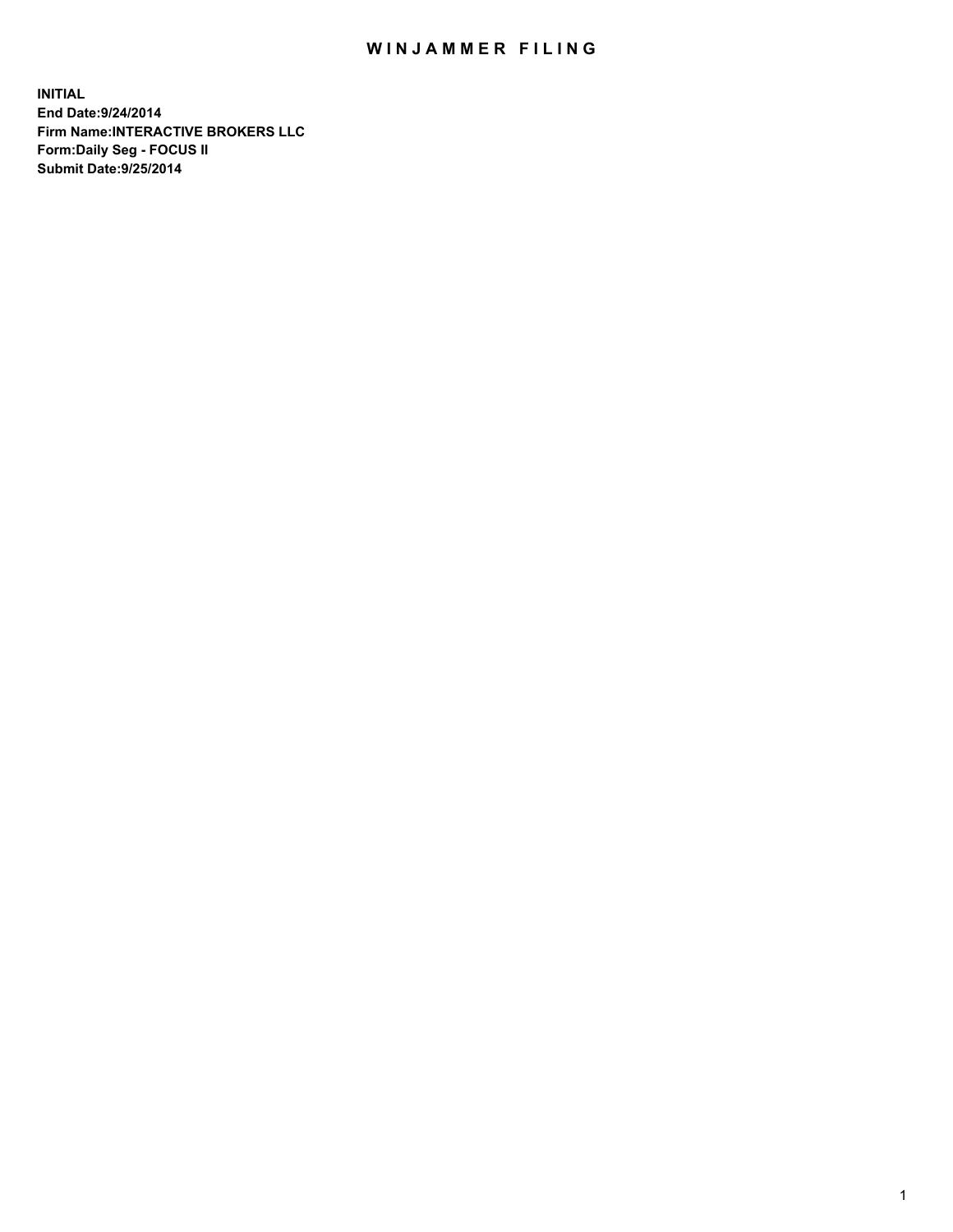# WINJAMMER FILING

**INITIAL**
**End Date:9/24/2014**
**Firm Name:INTERACTIVE BROKERS LLC**
**Form:Daily Seg - FOCUS II**
**Submit Date:9/25/2014**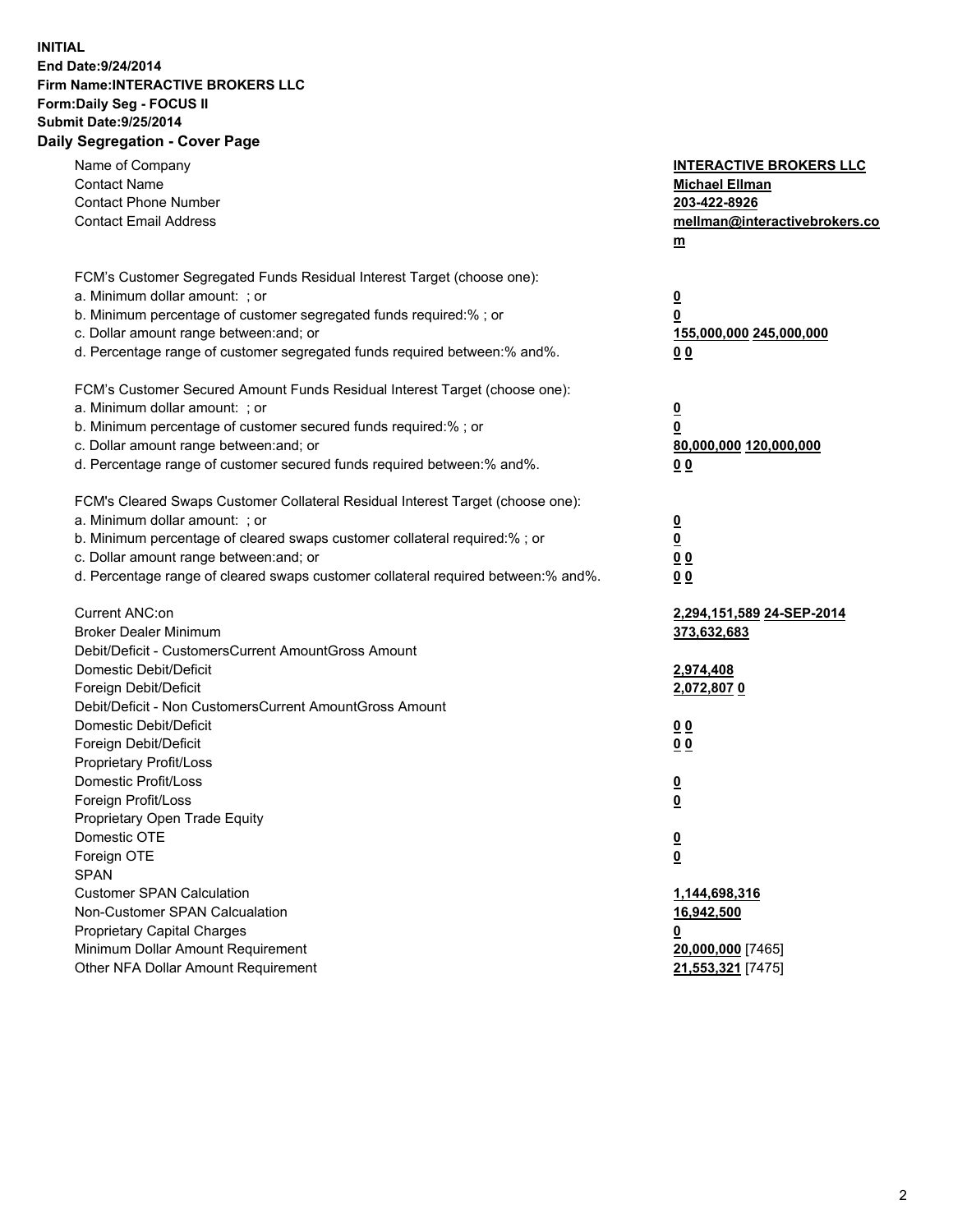**INITIAL**
**End Date:9/24/2014**
**Firm Name:INTERACTIVE BROKERS LLC**
**Form:Daily Seg - FOCUS II**
**Submit Date:9/25/2014**

## Daily Segregation - Cover Page

| | |
|---|---|
| Name of Company | **INTERACTIVE BROKERS LLC** |
| Contact Name | **Michael Ellman** |
| Contact Phone Number | **203-422-8926** |
| Contact Email Address | **mellman@interactivebrokers.com** |
| | |
| FCM's Customer Segregated Funds Residual Interest Target (choose one): | |
| a. Minimum dollar amount: ; or | **0** |
| b. Minimum percentage of customer segregated funds required:% ; or | **0** |
| c. Dollar amount range between:and; or | **155,000,000 245,000,000** |
| d. Percentage range of customer segregated funds required between:% and%. | **0 0** |
| | |
| FCM's Customer Secured Amount Funds Residual Interest Target (choose one): | |
| a. Minimum dollar amount: ; or | **0** |
| b. Minimum percentage of customer secured funds required:% ; or | **0** |
| c. Dollar amount range between:and; or | **80,000,000 120,000,000** |
| d. Percentage range of customer secured funds required between:% and%. | **0 0** |
| | |
| FCM's Cleared Swaps Customer Collateral Residual Interest Target (choose one): | |
| a. Minimum dollar amount: ; or | **0** |
| b. Minimum percentage of cleared swaps customer collateral required:% ; or | **0** |
| c. Dollar amount range between:and; or | **0 0** |
| d. Percentage range of cleared swaps customer collateral required between:% and%. | **0 0** |
| | |
| Current ANC:on | **2,294,151,589 24-SEP-2014** |
| Broker Dealer Minimum | **373,632,683** |
| Debit/Deficit - CustomersCurrent AmountGross Amount | |
| Domestic Debit/Deficit | **2,974,408** |
| Foreign Debit/Deficit | **2,072,807 0** |
| Debit/Deficit - Non CustomersCurrent AmountGross Amount | |
| Domestic Debit/Deficit | **0 0** |
| Foreign Debit/Deficit | **0 0** |
| Proprietary Profit/Loss | |
| Domestic Profit/Loss | **0** |
| Foreign Profit/Loss | **0** |
| Proprietary Open Trade Equity | |
| Domestic OTE | **0** |
| Foreign OTE | **0** |
| SPAN | |
| Customer SPAN Calculation | **1,144,698,316** |
| Non-Customer SPAN Calcualation | **16,942,500** |
| Proprietary Capital Charges | **0** |
| Minimum Dollar Amount Requirement | **20,000,000** [7465] |
| Other NFA Dollar Amount Requirement | **21,553,321** [7475] |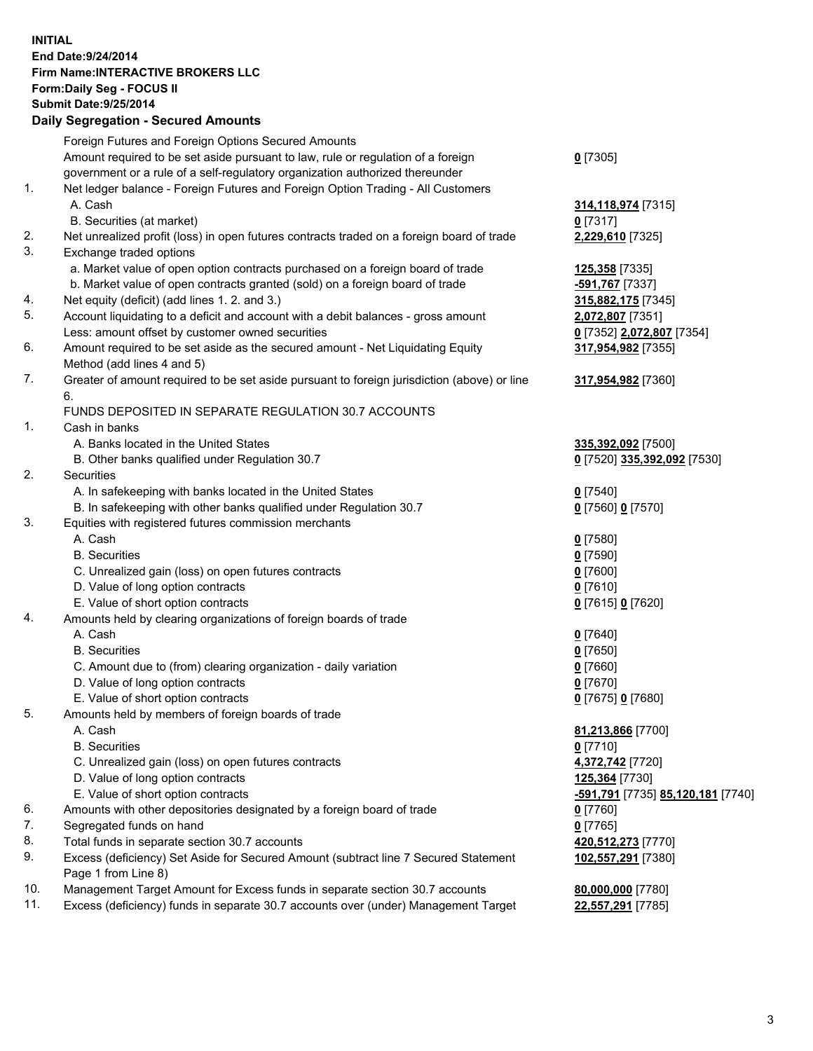**INITIAL**
**End Date:9/24/2014**
**Firm Name:INTERACTIVE BROKERS LLC**
**Form:Daily Seg - FOCUS II**
**Submit Date:9/25/2014**

## Daily Segregation - Secured Amounts

| | | |
|---|---|---|
| | Foreign Futures and Foreign Options Secured Amounts | |
| | Amount required to be set aside pursuant to law, rule or regulation of a foreign government or a rule of a self-regulatory organization authorized thereunder | **0** [7305] |
| 1. | Net ledger balance - Foreign Futures and Foreign Option Trading - All Customers | |
| | A. Cash | **314,118,974** [7315] |
| | B. Securities (at market) | **0** [7317] |
| 2. | Net unrealized profit (loss) in open futures contracts traded on a foreign board of trade | **2,229,610** [7325] |
| 3. | Exchange traded options | |
| | a. Market value of open option contracts purchased on a foreign board of trade | **125,358** [7335] |
| | b. Market value of open contracts granted (sold) on a foreign board of trade | **-591,767** [7337] |
| 4. | Net equity (deficit) (add lines 1. 2. and 3.) | **315,882,175** [7345] |
| 5. | Account liquidating to a deficit and account with a debit balances - gross amount | **2,072,807** [7351] |
| | Less: amount offset by customer owned securities | **0** [7352] **2,072,807** [7354] |
| 6. | Amount required to be set aside as the secured amount - Net Liquidating Equity Method (add lines 4 and 5) | **317,954,982** [7355] |
| 7. | Greater of amount required to be set aside pursuant to foreign jurisdiction (above) or line 6. | **317,954,982** [7360] |
| | FUNDS DEPOSITED IN SEPARATE REGULATION 30.7 ACCOUNTS | |
| 1. | Cash in banks | |
| | A. Banks located in the United States | **335,392,092** [7500] |
| | B. Other banks qualified under Regulation 30.7 | **0** [7520] **335,392,092** [7530] |
| 2. | Securities | |
| | A. In safekeeping with banks located in the United States | **0** [7540] |
| | B. In safekeeping with other banks qualified under Regulation 30.7 | **0** [7560] **0** [7570] |
| 3. | Equities with registered futures commission merchants | |
| | A. Cash | **0** [7580] |
| | B. Securities | **0** [7590] |
| | C. Unrealized gain (loss) on open futures contracts | **0** [7600] |
| | D. Value of long option contracts | **0** [7610] |
| | E. Value of short option contracts | **0** [7615] **0** [7620] |
| 4. | Amounts held by clearing organizations of foreign boards of trade | |
| | A. Cash | **0** [7640] |
| | B. Securities | **0** [7650] |
| | C. Amount due to (from) clearing organization - daily variation | **0** [7660] |
| | D. Value of long option contracts | **0** [7670] |
| | E. Value of short option contracts | **0** [7675] **0** [7680] |
| 5. | Amounts held by members of foreign boards of trade | |
| | A. Cash | **81,213,866** [7700] |
| | B. Securities | **0** [7710] |
| | C. Unrealized gain (loss) on open futures contracts | **4,372,742** [7720] |
| | D. Value of long option contracts | **125,364** [7730] |
| | E. Value of short option contracts | **-591,791** [7735] **85,120,181** [7740] |
| 6. | Amounts with other depositories designated by a foreign board of trade | **0** [7760] |
| 7. | Segregated funds on hand | **0** [7765] |
| 8. | Total funds in separate section 30.7 accounts | **420,512,273** [7770] |
| 9. | Excess (deficiency) Set Aside for Secured Amount (subtract line 7 Secured Statement Page 1 from Line 8) | **102,557,291** [7380] |
| 10. | Management Target Amount for Excess funds in separate section 30.7 accounts | **80,000,000** [7780] |
| 11. | Excess (deficiency) funds in separate 30.7 accounts over (under) Management Target | **22,557,291** [7785] |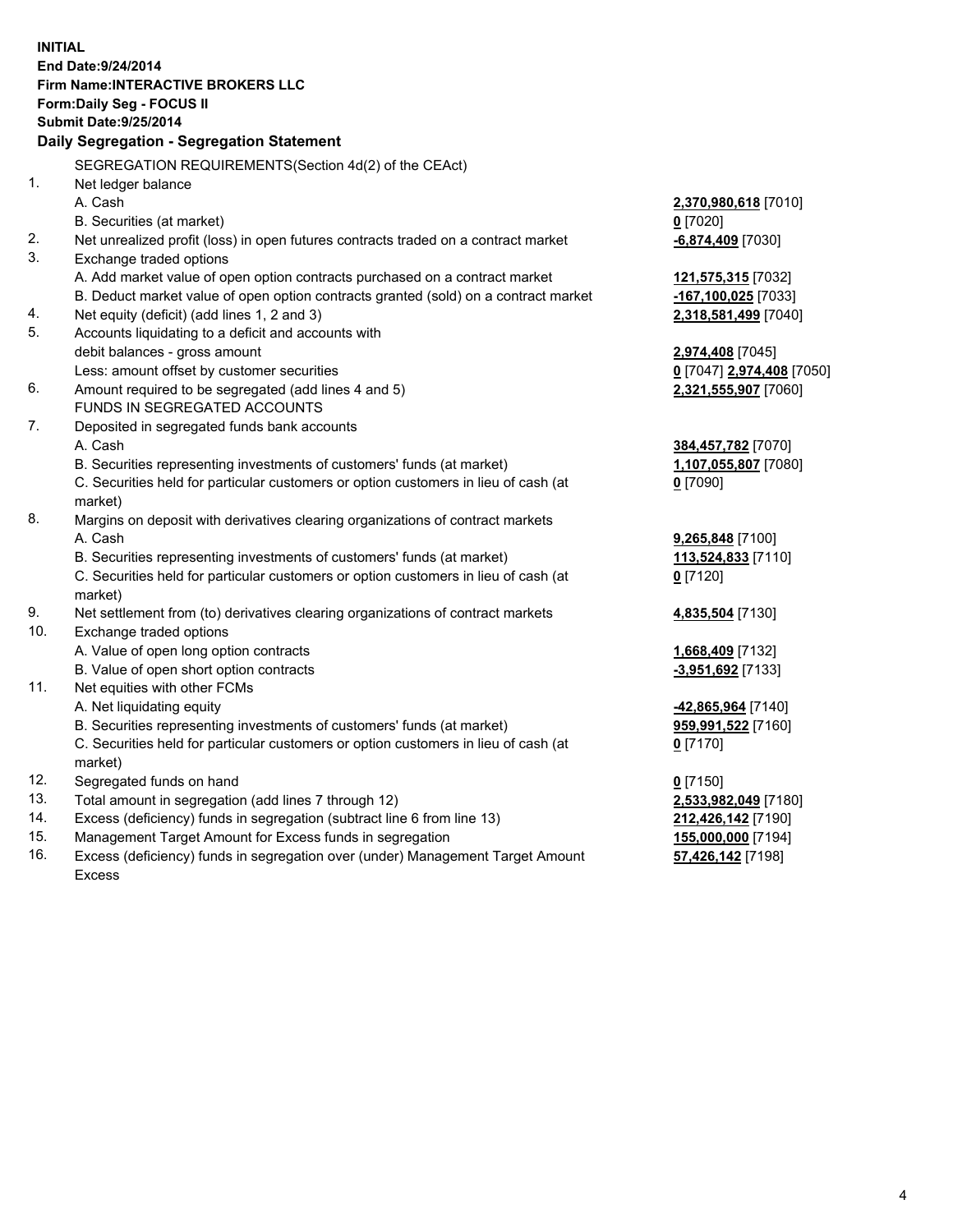**INITIAL**
**End Date:9/24/2014**
**Firm Name:INTERACTIVE BROKERS LLC**
**Form:Daily Seg - FOCUS II**
**Submit Date:9/25/2014**

**Daily Segregation - Segregation Statement**

SEGREGATION REQUIREMENTS(Section 4d(2) of the CEAct)

| | | |
|---|---|---|
| 1. | Net ledger balance | |
| | A. Cash | **2,370,980,618** [7010] |
| | B. Securities (at market) | **0** [7020] |
| 2. | Net unrealized profit (loss) in open futures contracts traded on a contract market | **-6,874,409** [7030] |
| 3. | Exchange traded options | |
| | A. Add market value of open option contracts purchased on a contract market | **121,575,315** [7032] |
| | B. Deduct market value of open option contracts granted (sold) on a contract market | **-167,100,025** [7033] |
| 4. | Net equity (deficit) (add lines 1, 2 and 3) | **2,318,581,499** [7040] |
| 5. | Accounts liquidating to a deficit and accounts with debit balances - gross amount | **2,974,408** [7045] |
| | Less: amount offset by customer securities | **0** [7047] **2,974,408** [7050] |
| 6. | Amount required to be segregated (add lines 4 and 5) | **2,321,555,907** [7060] |
| | FUNDS IN SEGREGATED ACCOUNTS | |
| 7. | Deposited in segregated funds bank accounts | |
| | A. Cash | **384,457,782** [7070] |
| | B. Securities representing investments of customers' funds (at market) | **1,107,055,807** [7080] |
| | C. Securities held for particular customers or option customers in lieu of cash (at market) | **0** [7090] |
| 8. | Margins on deposit with derivatives clearing organizations of contract markets | |
| | A. Cash | **9,265,848** [7100] |
| | B. Securities representing investments of customers' funds (at market) | **113,524,833** [7110] |
| | C. Securities held for particular customers or option customers in lieu of cash (at market) | **0** [7120] |
| 9. | Net settlement from (to) derivatives clearing organizations of contract markets | **4,835,504** [7130] |
| 10. | Exchange traded options | |
| | A. Value of open long option contracts | **1,668,409** [7132] |
| | B. Value of open short option contracts | **-3,951,692** [7133] |
| 11. | Net equities with other FCMs | |
| | A. Net liquidating equity | **-42,865,964** [7140] |
| | B. Securities representing investments of customers' funds (at market) | **959,991,522** [7160] |
| | C. Securities held for particular customers or option customers in lieu of cash (at market) | **0** [7170] |
| 12. | Segregated funds on hand | **0** [7150] |
| 13. | Total amount in segregation (add lines 7 through 12) | **2,533,982,049** [7180] |
| 14. | Excess (deficiency) funds in segregation (subtract line 6 from line 13) | **212,426,142** [7190] |
| 15. | Management Target Amount for Excess funds in segregation | **155,000,000** [7194] |
| 16. | Excess (deficiency) funds in segregation over (under) Management Target Amount Excess | **57,426,142** [7198] |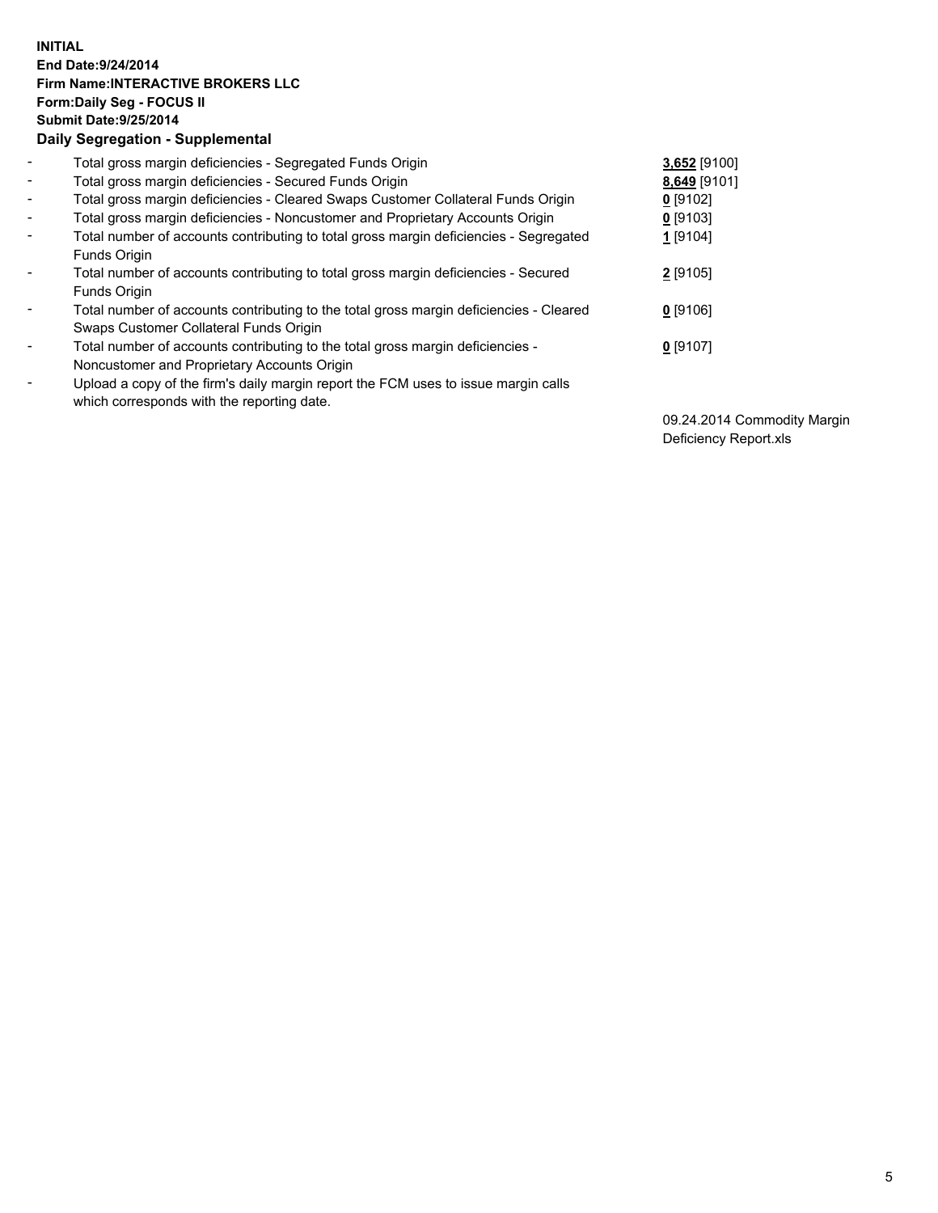**INITIAL**
**End Date:9/24/2014**
**Firm Name:INTERACTIVE BROKERS LLC**
**Form:Daily Seg - FOCUS II**
**Submit Date:9/25/2014**

## Daily Segregation - Supplemental

| | | |
|---|---|---|
| - | Total gross margin deficiencies - Segregated Funds Origin | **3,652** [9100] |
| - | Total gross margin deficiencies - Secured Funds Origin | **8,649** [9101] |
| - | Total gross margin deficiencies - Cleared Swaps Customer Collateral Funds Origin | **0** [9102] |
| - | Total gross margin deficiencies - Noncustomer and Proprietary Accounts Origin | **0** [9103] |
| - | Total number of accounts contributing to total gross margin deficiencies - Segregated Funds Origin | **1** [9104] |
| - | Total number of accounts contributing to total gross margin deficiencies - Secured Funds Origin | **2** [9105] |
| - | Total number of accounts contributing to the total gross margin deficiencies - Cleared Swaps Customer Collateral Funds Origin | **0** [9106] |
| - | Total number of accounts contributing to the total gross margin deficiencies - Noncustomer and Proprietary Accounts Origin | **0** [9107] |
| - | Upload a copy of the firm's daily margin report the FCM uses to issue margin calls which corresponds with the reporting date. | 09.24.2014 Commodity Margin Deficiency Report.xls |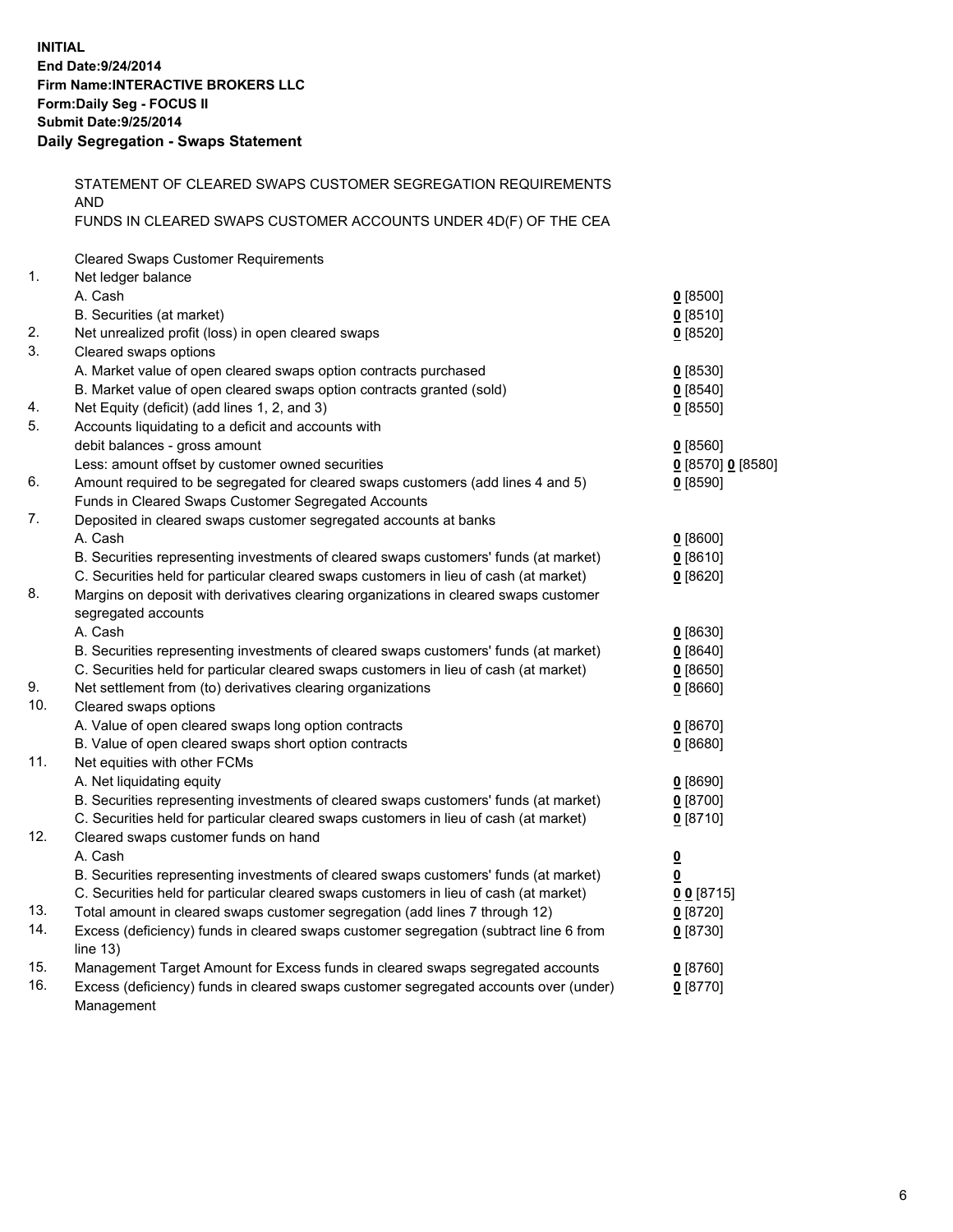**INITIAL**
**End Date:9/24/2014**
**Firm Name:INTERACTIVE BROKERS LLC**
**Form:Daily Seg - FOCUS II**
**Submit Date:9/25/2014**
**Daily Segregation - Swaps Statement**

STATEMENT OF CLEARED SWAPS CUSTOMER SEGREGATION REQUIREMENTS AND FUNDS IN CLEARED SWAPS CUSTOMER ACCOUNTS UNDER 4D(F) OF THE CEA

| | | |
|---|---|---|
| | Cleared Swaps Customer Requirements | |
| 1. | Net ledger balance | |
| | A. Cash | 0 [8500] |
| | B. Securities (at market) | 0 [8510] |
| 2. | Net unrealized profit (loss) in open cleared swaps | 0 [8520] |
| 3. | Cleared swaps options | |
| | A. Market value of open cleared swaps option contracts purchased | 0 [8530] |
| | B. Market value of open cleared swaps option contracts granted (sold) | 0 [8540] |
| 4. | Net Equity (deficit) (add lines 1, 2, and 3) | 0 [8550] |
| 5. | Accounts liquidating to a deficit and accounts with debit balances - gross amount | 0 [8560] |
| | Less: amount offset by customer owned securities | 0 [8570] 0 [8580] |
| 6. | Amount required to be segregated for cleared swaps customers (add lines 4 and 5) | 0 [8590] |
| | Funds in Cleared Swaps Customer Segregated Accounts | |
| 7. | Deposited in cleared swaps customer segregated accounts at banks | |
| | A. Cash | 0 [8600] |
| | B. Securities representing investments of cleared swaps customers' funds (at market) | 0 [8610] |
| | C. Securities held for particular cleared swaps customers in lieu of cash (at market) | 0 [8620] |
| 8. | Margins on deposit with derivatives clearing organizations in cleared swaps customer segregated accounts | |
| | A. Cash | 0 [8630] |
| | B. Securities representing investments of cleared swaps customers' funds (at market) | 0 [8640] |
| | C. Securities held for particular cleared swaps customers in lieu of cash (at market) | 0 [8650] |
| 9. | Net settlement from (to) derivatives clearing organizations | 0 [8660] |
| 10. | Cleared swaps options | |
| | A. Value of open cleared swaps long option contracts | 0 [8670] |
| | B. Value of open cleared swaps short option contracts | 0 [8680] |
| 11. | Net equities with other FCMs | |
| | A. Net liquidating equity | 0 [8690] |
| | B. Securities representing investments of cleared swaps customers' funds (at market) | 0 [8700] |
| | C. Securities held for particular cleared swaps customers in lieu of cash (at market) | 0 [8710] |
| 12. | Cleared swaps customer funds on hand | |
| | A. Cash | 0 |
| | B. Securities representing investments of cleared swaps customers' funds (at market) | 0 |
| | C. Securities held for particular cleared swaps customers in lieu of cash (at market) | 0 0 [8715] |
| 13. | Total amount in cleared swaps customer segregation (add lines 7 through 12) | 0 [8720] |
| 14. | Excess (deficiency) funds in cleared swaps customer segregation (subtract line 6 from line 13) | 0 [8730] |
| 15. | Management Target Amount for Excess funds in cleared swaps segregated accounts | 0 [8760] |
| 16. | Excess (deficiency) funds in cleared swaps customer segregated accounts over (under) Management | 0 [8770] |